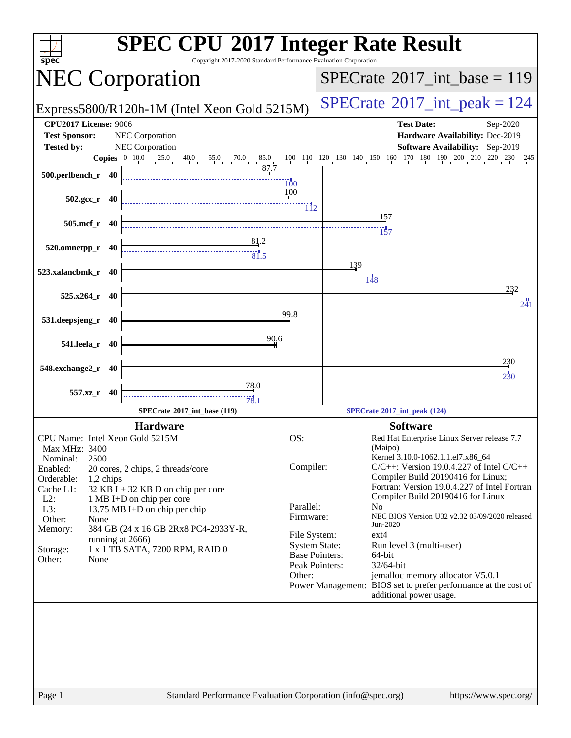# SPEC CPU 2017 Integer Rate Result

Copyright 2017-2020 Standard Performance Evaluation Corporation

## NEC Corporation

Express5800/R120h-1M (Intel Xeon Gold 5215M)

**SPECrate 2017_int_base = 119**

**SPECrate 2017_int_peak = 124**

| | | | |
|---|---|---|---|
| **CPU2017 License:** | 9006 | **Test Date:** | Sep-2020 |
| **Test Sponsor:** | NEC Corporation | **Hardware Availability:** | Dec-2019 |
| **Tested by:** | NEC Corporation | **Software Availability:** | Sep-2019 |

| Benchmark | Copies | SPECrate 2017_int_base (119) | SPECrate 2017_int_peak (124) |
|---|---|---|---|
| 500.perlbench_r | 40 | 87.7 | 100 |
| 502.gcc_r | 40 | 100 | 112 |
| 505.mcf_r | 40 | 157 | 157 |
| 520.omnetpp_r | 40 | 81.2 | 81.5 |
| 523.xalancbmk_r | 40 | 139 | 148 |
| 525.x264_r | 40 | 232 | 241 |
| 531.deepsjeng_r | 40 | 99.8 | |
| 541.leela_r | 40 | 90.6 | |
| 548.exchange2_r | 40 | 230 | 230 |
| 557.xz_r | 40 | 78.0 | 78.1 |

### Hardware

| | |
|---|---|
| CPU Name: | Intel Xeon Gold 5215M |
| Max MHz: | 3400 |
| Nominal: | 2500 |
| Enabled: | 20 cores, 2 chips, 2 threads/core |
| Orderable: | 1,2 chips |
| Cache L1: | 32 KB I + 32 KB D on chip per core |
| L2: | 1 MB I+D on chip per core |
| L3: | 13.75 MB I+D on chip per chip |
| Other: | None |
| Memory: | 384 GB (24 x 16 GB 2Rx8 PC4-2933Y-R, running at 2666) |
| Storage: | 1 x 1 TB SATA, 7200 RPM, RAID 0 |
| Other: | None |

### Software

| | |
|---|---|
| OS: | Red Hat Enterprise Linux Server release 7.7 (Maipo) Kernel 3.10.0-1062.1.1.el7.x86_64 |
| Compiler: | C/C++: Version 19.0.4.227 of Intel C/C++ Compiler Build 20190416 for Linux; Fortran: Version 19.0.4.227 of Intel Fortran Compiler Build 20190416 for Linux |
| Parallel: | No |
| Firmware: | NEC BIOS Version U32 v2.32 03/09/2020 released Jun-2020 |
| File System: | ext4 |
| System State: | Run level 3 (multi-user) |
| Base Pointers: | 64-bit |
| Peak Pointers: | 32/64-bit |
| Other: | jemalloc memory allocator V5.0.1 |
| Power Management: | BIOS set to prefer performance at the cost of additional power usage. |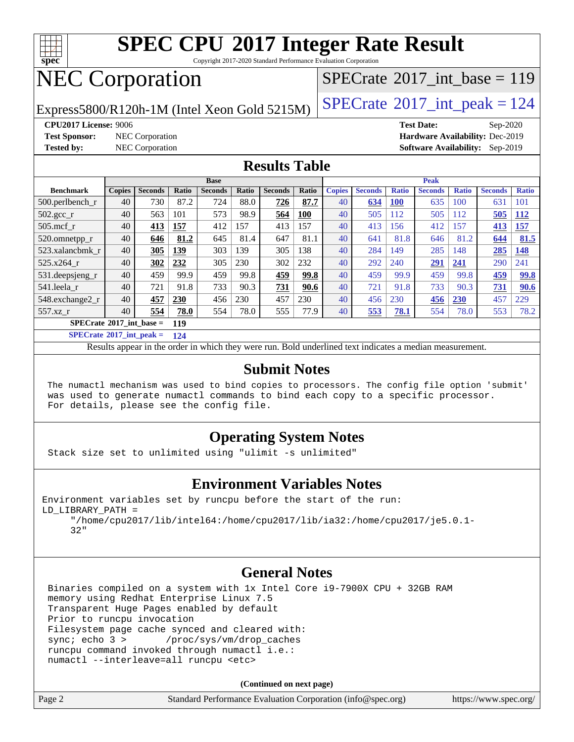# SPEC CPU 2017 Integer Rate Result

Copyright 2017-2020 Standard Performance Evaluation Corporation

# NEC Corporation

Express5800/R120h-1M (Intel Xeon Gold 5215M)

SPECrate 2017_int_base = 119

SPECrate 2017_int_peak = 124

**CPU2017 License:** 9006
**Test Sponsor:** NEC Corporation
**Tested by:** NEC Corporation

**Test Date:** Sep-2020
**Hardware Availability:** Dec-2019
**Software Availability:** Sep-2019

## Results Table

| Benchmark | Base | | | | | | | Peak | | | | | | |
|---|---|---|---|---|---|---|---|---|---|---|---|---|---|---|
| | Copies | Seconds | Ratio | Seconds | Ratio | Seconds | Ratio | Copies | Seconds | Ratio | Seconds | Ratio | Seconds | Ratio |
| 500.perlbench_r | 40 | 730 | 87.2 | 724 | 88.0 | **726** | **87.7** | 40 | **634** | **100** | 635 | 100 | 631 | 101 |
| 502.gcc_r | 40 | 563 | 101 | 573 | 98.9 | **564** | **100** | 40 | 505 | 112 | 505 | 112 | **505** | **112** |
| 505.mcf_r | 40 | **413** | **157** | 412 | 157 | 413 | 157 | 40 | 413 | 156 | 412 | 157 | **413** | **157** |
| 520.omnetpp_r | 40 | **646** | **81.2** | 645 | 81.4 | 647 | 81.1 | 40 | 641 | 81.8 | 646 | 81.2 | **644** | **81.5** |
| 523.xalancbmk_r | 40 | **305** | **139** | 303 | 139 | 305 | 138 | 40 | 284 | 149 | 285 | 148 | **285** | **148** |
| 525.x264_r | 40 | **302** | **232** | 305 | 230 | 302 | 232 | 40 | 292 | 240 | **291** | **241** | 290 | 241 |
| 531.deepsjeng_r | 40 | 459 | 99.9 | 459 | 99.8 | **459** | **99.8** | 40 | 459 | 99.9 | 459 | 99.8 | **459** | **99.8** |
| 541.leela_r | 40 | 721 | 91.8 | 733 | 90.3 | **731** | **90.6** | 40 | 721 | 91.8 | 733 | 90.3 | **731** | **90.6** |
| 548.exchange2_r | 40 | **457** | **230** | 456 | 230 | 457 | 230 | 40 | 456 | 230 | **456** | **230** | 457 | 229 |
| 557.xz_r | 40 | **554** | **78.0** | 554 | 78.0 | 555 | 77.9 | 40 | **553** | **78.1** | 554 | 78.0 | 553 | 78.2 |

**SPECrate 2017_int_base = 119**

**SPECrate 2017_int_peak = 124**

Results appear in the order in which they were run. Bold underlined text indicates a median measurement.

## Submit Notes

The numactl mechanism was used to bind copies to processors. The config file option 'submit' was used to generate numactl commands to bind each copy to a specific processor. For details, please see the config file.

## Operating System Notes

Stack size set to unlimited using "ulimit -s unlimited"

## Environment Variables Notes

```
Environment variables set by runcpu before the start of the run:
LD_LIBRARY_PATH =
     "/home/cpu2017/lib/intel64:/home/cpu2017/lib/ia32:/home/cpu2017/je5.0.1-
     32"
```

## General Notes

```
Binaries compiled on a system with 1x Intel Core i9-7900X CPU + 32GB RAM
memory using Redhat Enterprise Linux 7.5
Transparent Huge Pages enabled by default
Prior to runcpu invocation
Filesystem page cache synced and cleared with:
sync; echo 3 >       /proc/sys/vm/drop_caches
runcpu command invoked through numactl i.e.:
numactl --interleave=all runcpu <etc>
```

**(Continued on next page)**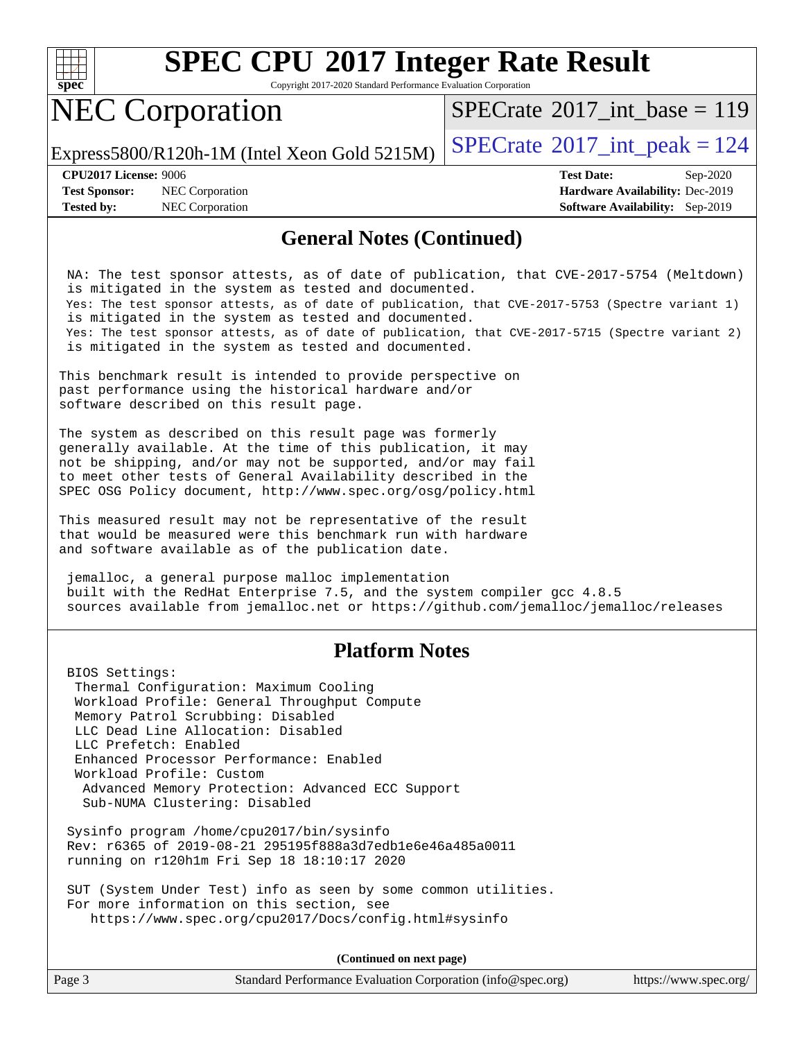## General Notes (Continued)

```
 NA: The test sponsor attests, as of date of publication, that CVE-2017-5754 (Meltdown)
 is mitigated in the system as tested and documented.
 Yes: The test sponsor attests, as of date of publication, that CVE-2017-5753 (Spectre variant 1)
 is mitigated in the system as tested and documented.
 Yes: The test sponsor attests, as of date of publication, that CVE-2017-5715 (Spectre variant 2)
 is mitigated in the system as tested and documented.
```

This benchmark result is intended to provide perspective on past performance using the historical hardware and/or software described on this result page.

The system as described on this result page was formerly generally available. At the time of this publication, it may not be shipping, and/or may not be supported, and/or may fail to meet other tests of General Availability described in the SPEC OSG Policy document, http://www.spec.org/osg/policy.html

This measured result may not be representative of the result that would be measured were this benchmark run with hardware and software available as of the publication date.

```
 jemalloc, a general purpose malloc implementation
 built with the RedHat Enterprise 7.5, and the system compiler gcc 4.8.5
 sources available from jemalloc.net or https://github.com/jemalloc/jemalloc/releases
```

## Platform Notes

```
 BIOS Settings:
  Thermal Configuration: Maximum Cooling
  Workload Profile: General Throughput Compute
  Memory Patrol Scrubbing: Disabled
  LLC Dead Line Allocation: Disabled
  LLC Prefetch: Enabled
  Enhanced Processor Performance: Enabled
  Workload Profile: Custom
   Advanced Memory Protection: Advanced ECC Support
   Sub-NUMA Clustering: Disabled

 Sysinfo program /home/cpu2017/bin/sysinfo
 Rev: r6365 of 2019-08-21 295195f888a3d7edb1e6e46a485a0011
 running on r120h1m Fri Sep 18 18:10:17 2020

 SUT (System Under Test) info as seen by some common utilities.
 For more information on this section, see
    https://www.spec.org/cpu2017/Docs/config.html#sysinfo
```

**(Continued on next page)**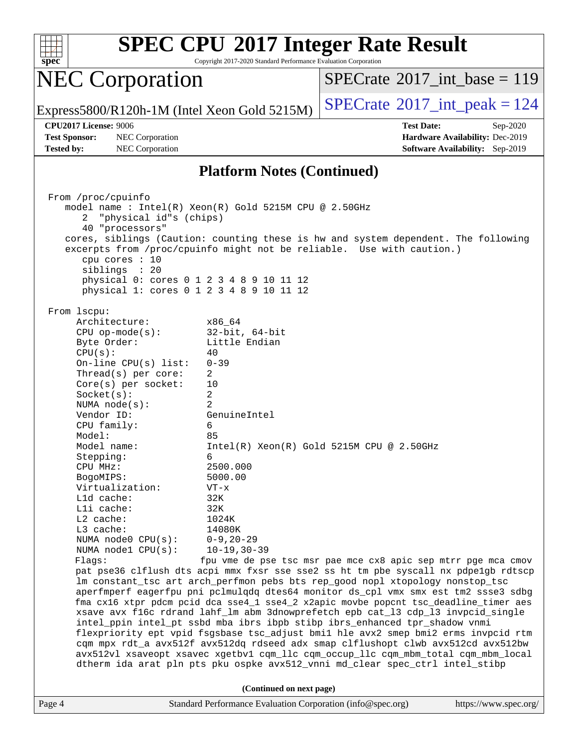## Platform Notes (Continued)

```
From /proc/cpuinfo
   model name : Intel(R) Xeon(R) Gold 5215M CPU @ 2.50GHz
      2  "physical id"s (chips)
      40 "processors"
   cores, siblings (Caution: counting these is hw and system dependent. The following
   excerpts from /proc/cpuinfo might not be reliable.  Use with caution.)
      cpu cores : 10
      siblings  : 20
      physical 0: cores 0 1 2 3 4 8 9 10 11 12
      physical 1: cores 0 1 2 3 4 8 9 10 11 12

From lscpu:
     Architecture:          x86_64
     CPU op-mode(s):        32-bit, 64-bit
     Byte Order:            Little Endian
     CPU(s):                40
     On-line CPU(s) list:   0-39
     Thread(s) per core:    2
     Core(s) per socket:    10
     Socket(s):             2
     NUMA node(s):          2
     Vendor ID:             GenuineIntel
     CPU family:            6
     Model:                 85
     Model name:            Intel(R) Xeon(R) Gold 5215M CPU @ 2.50GHz
     Stepping:              6
     CPU MHz:               2500.000
     BogoMIPS:              5000.00
     Virtualization:        VT-x
     L1d cache:             32K
     L1i cache:             32K
     L2 cache:              1024K
     L3 cache:              14080K
     NUMA node0 CPU(s):     0-9,20-29
     NUMA node1 CPU(s):     10-19,30-39
     Flags:                 fpu vme de pse tsc msr pae mce cx8 apic sep mtrr pge mca cmov
     pat pse36 clflush dts acpi mmx fxsr sse sse2 ss ht tm pbe syscall nx pdpe1gb rdtscp
     lm constant_tsc art arch_perfmon pebs bts rep_good nopl xtopology nonstop_tsc
     aperfmperf eagerfpu pni pclmulqdq dtes64 monitor ds_cpl vmx smx est tm2 ssse3 sdbg
     fma cx16 xtpr pdcm pcid dca sse4_1 sse4_2 x2apic movbe popcnt tsc_deadline_timer aes
     xsave avx f16c rdrand lahf_lm abm 3dnowprefetch epb cat_l3 cdp_l3 invpcid_single
     intel_ppin intel_pt ssbd mba ibrs ibpb stibp ibrs_enhanced tpr_shadow vnmi
     flexpriority ept vpid fsgsbase tsc_adjust bmi1 hle avx2 smep bmi2 erms invpcid rtm
     cqm mpx rdt_a avx512f avx512dq rdseed adx smap clflushopt clwb avx512cd avx512bw
     avx512vl xsaveopt xsavec xgetbv1 cqm_llc cqm_occup_llc cqm_mbm_total cqm_mbm_local
     dtherm ida arat pln pts pku ospke avx512_vnni md_clear spec_ctrl intel_stibp
```

(Continued on next page)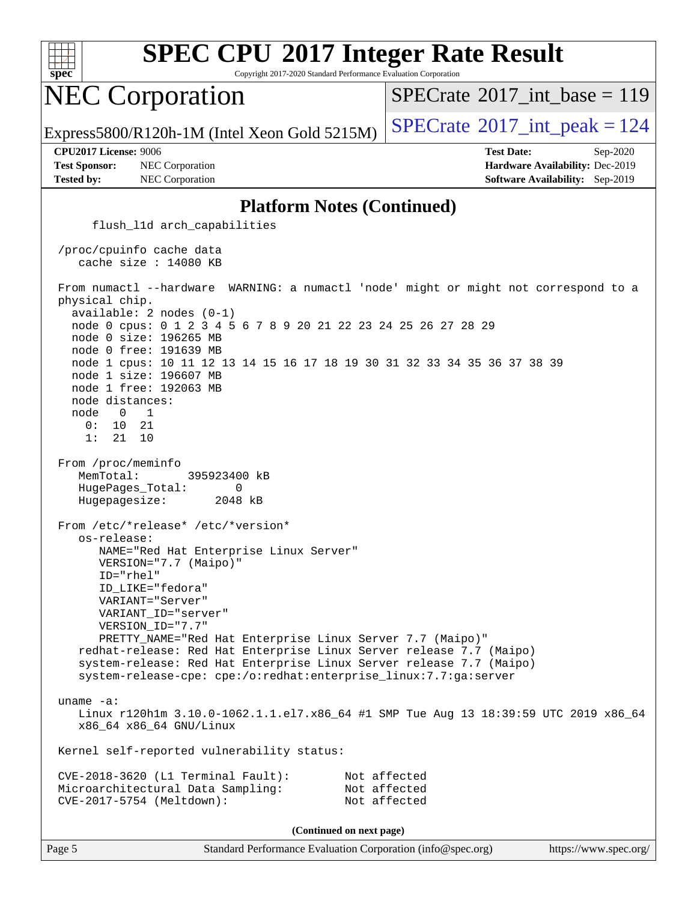# SPEC CPU 2017 Integer Rate Result

Copyright 2017-2020 Standard Performance Evaluation Corporation

# NEC Corporation

Express5800/R120h-1M (Intel Xeon Gold 5215M)

SPECrate 2017_int_base = 119

SPECrate 2017_int_peak = 124

**CPU2017 License:** 9006
**Test Sponsor:** NEC Corporation
**Tested by:** NEC Corporation

**Test Date:** Sep-2020
**Hardware Availability:** Dec-2019
**Software Availability:** Sep-2019

## Platform Notes (Continued)

```
      flush_l1d arch_capabilities

 /proc/cpuinfo cache data
    cache size : 14080 KB

 From numactl --hardware  WARNING: a numactl 'node' might or might not correspond to a
 physical chip.
   available: 2 nodes (0-1)
   node 0 cpus: 0 1 2 3 4 5 6 7 8 9 20 21 22 23 24 25 26 27 28 29
   node 0 size: 196265 MB
   node 0 free: 191639 MB
   node 1 cpus: 10 11 12 13 14 15 16 17 18 19 30 31 32 33 34 35 36 37 38 39
   node 1 size: 196607 MB
   node 1 free: 192063 MB
   node distances:
   node   0   1
     0:  10  21
     1:  21  10

 From /proc/meminfo
    MemTotal:       395923400 kB
    HugePages_Total:       0
    Hugepagesize:       2048 kB

 From /etc/*release* /etc/*version*
    os-release:
       NAME="Red Hat Enterprise Linux Server"
       VERSION="7.7 (Maipo)"
       ID="rhel"
       ID_LIKE="fedora"
       VARIANT="Server"
       VARIANT_ID="server"
       VERSION_ID="7.7"
       PRETTY_NAME="Red Hat Enterprise Linux Server 7.7 (Maipo)"
    redhat-release: Red Hat Enterprise Linux Server release 7.7 (Maipo)
    system-release: Red Hat Enterprise Linux Server release 7.7 (Maipo)
    system-release-cpe: cpe:/o:redhat:enterprise_linux:7.7:ga:server

 uname -a:
    Linux r120h1m 3.10.0-1062.1.1.el7.x86_64 #1 SMP Tue Aug 13 18:39:59 UTC 2019 x86_64
    x86_64 x86_64 GNU/Linux

 Kernel self-reported vulnerability status:

 CVE-2018-3620 (L1 Terminal Fault):        Not affected
 Microarchitectural Data Sampling:         Not affected
 CVE-2017-5754 (Meltdown):                 Not affected
```

**(Continued on next page)**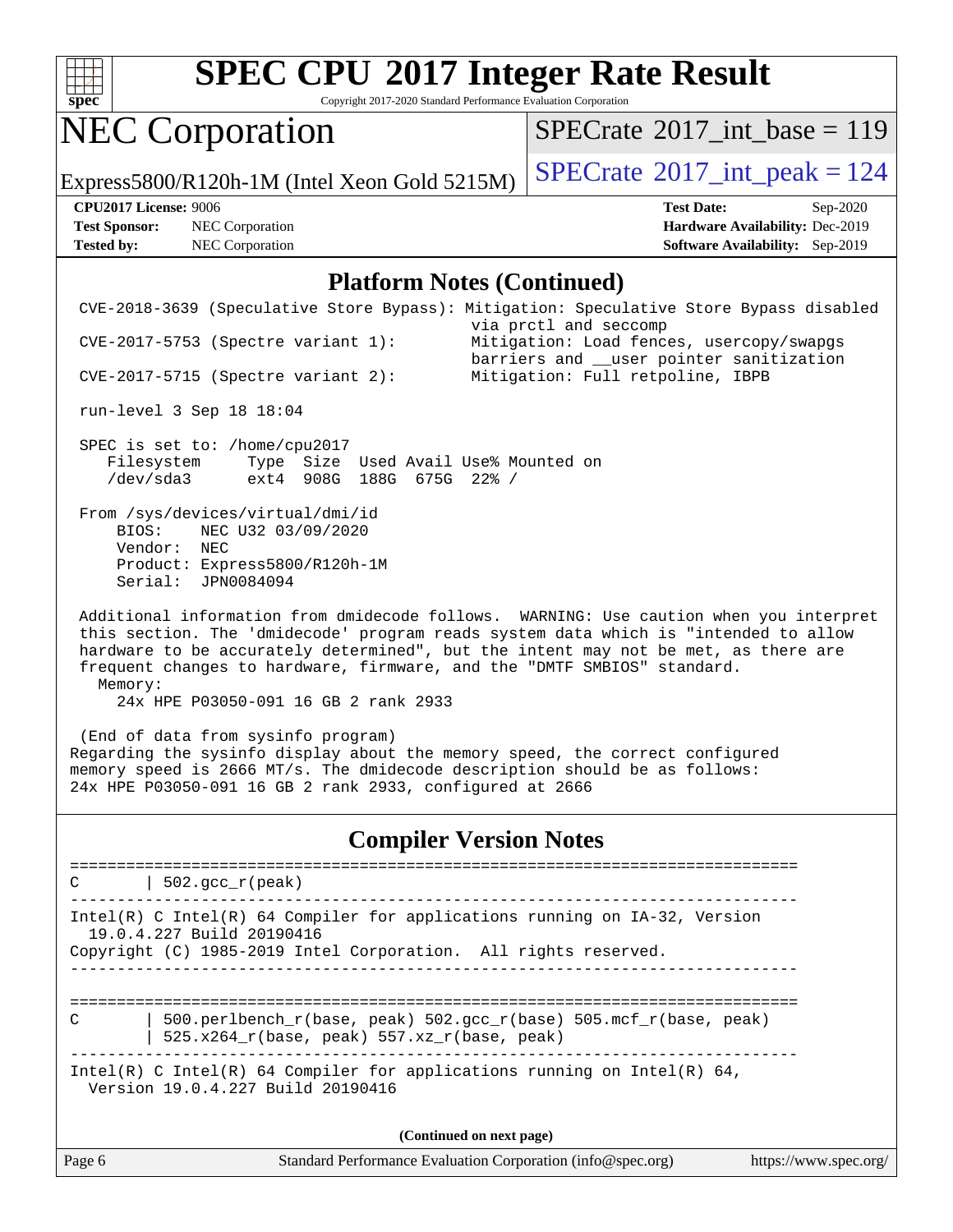# SPEC CPU 2017 Integer Rate Result

Copyright 2017-2020 Standard Performance Evaluation Corporation

## NEC Corporation

Express5800/R120h-1M (Intel Xeon Gold 5215M)

SPECrate 2017_int_base = 119

SPECrate 2017_int_peak = 124

**CPU2017 License:** 9006
**Test Sponsor:** NEC Corporation
**Tested by:** NEC Corporation

**Test Date:** Sep-2020
**Hardware Availability:** Dec-2019
**Software Availability:** Sep-2019

### Platform Notes (Continued)

```
 CVE-2018-3639 (Speculative Store Bypass): Mitigation: Speculative Store Bypass disabled
                                           via prctl and seccomp
 CVE-2017-5753 (Spectre variant 1):        Mitigation: Load fences, usercopy/swapgs
                                           barriers and __user pointer sanitization
 CVE-2017-5715 (Spectre variant 2):        Mitigation: Full retpoline, IBPB

 run-level 3 Sep 18 18:04

 SPEC is set to: /home/cpu2017
    Filesystem     Type  Size  Used Avail Use% Mounted on
    /dev/sda3      ext4  908G  188G  675G  22% /

 From /sys/devices/virtual/dmi/id
     BIOS:    NEC U32 03/09/2020
     Vendor:  NEC
     Product: Express5800/R120h-1M
     Serial:  JPN0084094

 Additional information from dmidecode follows.  WARNING: Use caution when you interpret
 this section. The 'dmidecode' program reads system data which is "intended to allow
 hardware to be accurately determined", but the intent may not be met, as there are
 frequent changes to hardware, firmware, and the "DMTF SMBIOS" standard.
   Memory:
     24x HPE P03050-091 16 GB 2 rank 2933

 (End of data from sysinfo program)
Regarding the sysinfo display about the memory speed, the correct configured
memory speed is 2666 MT/s. The dmidecode description should be as follows:
24x HPE P03050-091 16 GB 2 rank 2933, configured at 2666
```

### Compiler Version Notes

```
==============================================================================
C       | 502.gcc_r(peak)
------------------------------------------------------------------------------
Intel(R) C Intel(R) 64 Compiler for applications running on IA-32, Version
  19.0.4.227 Build 20190416
Copyright (C) 1985-2019 Intel Corporation.  All rights reserved.
------------------------------------------------------------------------------

==============================================================================
C       | 500.perlbench_r(base, peak) 502.gcc_r(base) 505.mcf_r(base, peak)
        | 525.x264_r(base, peak) 557.xz_r(base, peak)
------------------------------------------------------------------------------
Intel(R) C Intel(R) 64 Compiler for applications running on Intel(R) 64,
  Version 19.0.4.227 Build 20190416
```

(Continued on next page)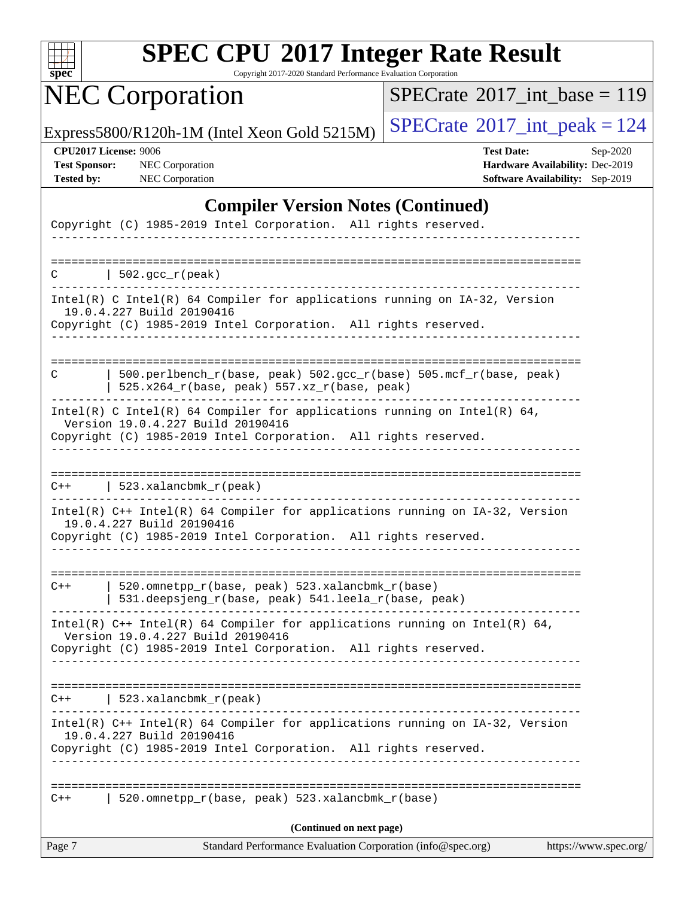## Compiler Version Notes (Continued)

```
Copyright (C) 1985-2019 Intel Corporation.  All rights reserved.
------------------------------------------------------------------------------

==============================================================================
C       | 502.gcc_r(peak)
------------------------------------------------------------------------------
Intel(R) C Intel(R) 64 Compiler for applications running on IA-32, Version
  19.0.4.227 Build 20190416
Copyright (C) 1985-2019 Intel Corporation.  All rights reserved.
------------------------------------------------------------------------------

==============================================================================
C       | 500.perlbench_r(base, peak) 502.gcc_r(base) 505.mcf_r(base, peak)
        | 525.x264_r(base, peak) 557.xz_r(base, peak)
------------------------------------------------------------------------------
Intel(R) C Intel(R) 64 Compiler for applications running on Intel(R) 64,
  Version 19.0.4.227 Build 20190416
Copyright (C) 1985-2019 Intel Corporation.  All rights reserved.
------------------------------------------------------------------------------

==============================================================================
C++     | 523.xalancbmk_r(peak)
------------------------------------------------------------------------------
Intel(R) C++ Intel(R) 64 Compiler for applications running on IA-32, Version
  19.0.4.227 Build 20190416
Copyright (C) 1985-2019 Intel Corporation.  All rights reserved.
------------------------------------------------------------------------------

==============================================================================
C++     | 520.omnetpp_r(base, peak) 523.xalancbmk_r(base)
        | 531.deepsjeng_r(base, peak) 541.leela_r(base, peak)
------------------------------------------------------------------------------
Intel(R) C++ Intel(R) 64 Compiler for applications running on Intel(R) 64,
  Version 19.0.4.227 Build 20190416
Copyright (C) 1985-2019 Intel Corporation.  All rights reserved.
------------------------------------------------------------------------------

==============================================================================
C++     | 523.xalancbmk_r(peak)
------------------------------------------------------------------------------
Intel(R) C++ Intel(R) 64 Compiler for applications running on IA-32, Version
  19.0.4.227 Build 20190416
Copyright (C) 1985-2019 Intel Corporation.  All rights reserved.
------------------------------------------------------------------------------

==============================================================================
C++     | 520.omnetpp_r(base, peak) 523.xalancbmk_r(base)
```

(Continued on next page)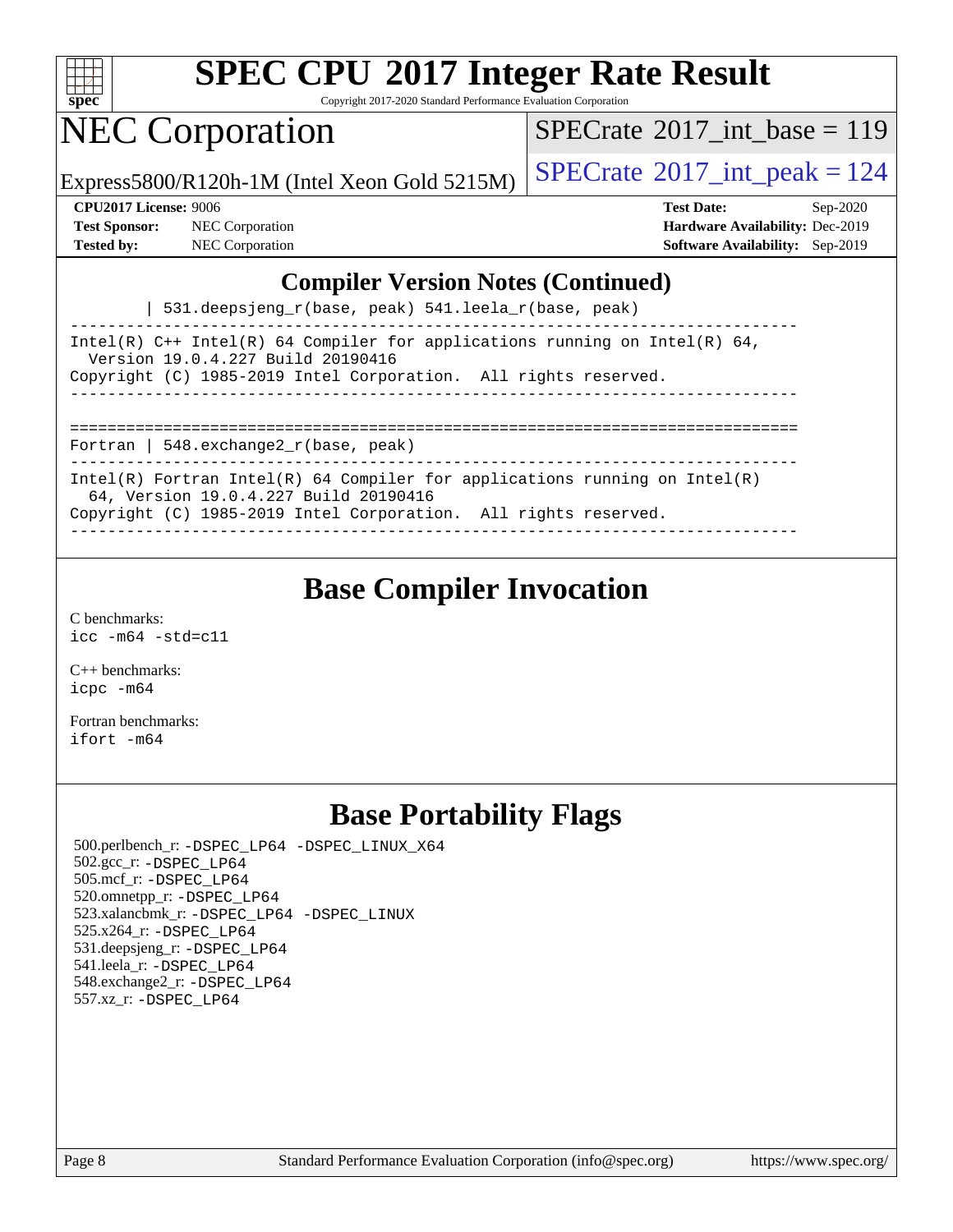## Compiler Version Notes (Continued)

```
        | 531.deepsjeng_r(base, peak) 541.leela_r(base, peak)
------------------------------------------------------------------------------
Intel(R) C++ Intel(R) 64 Compiler for applications running on Intel(R) 64,
  Version 19.0.4.227 Build 20190416
Copyright (C) 1985-2019 Intel Corporation.  All rights reserved.
------------------------------------------------------------------------------

==============================================================================
Fortran | 548.exchange2_r(base, peak)
------------------------------------------------------------------------------
Intel(R) Fortran Intel(R) 64 Compiler for applications running on Intel(R)
  64, Version 19.0.4.227 Build 20190416
Copyright (C) 1985-2019 Intel Corporation.  All rights reserved.
------------------------------------------------------------------------------
```

## Base Compiler Invocation

C benchmarks:
icc -m64 -std=c11

C++ benchmarks:
icpc -m64

Fortran benchmarks:
ifort -m64

## Base Portability Flags

500.perlbench_r: -DSPEC_LP64 -DSPEC_LINUX_X64
502.gcc_r: -DSPEC_LP64
505.mcf_r: -DSPEC_LP64
520.omnetpp_r: -DSPEC_LP64
523.xalancbmk_r: -DSPEC_LP64 -DSPEC_LINUX
525.x264_r: -DSPEC_LP64
531.deepsjeng_r: -DSPEC_LP64
541.leela_r: -DSPEC_LP64
548.exchange2_r: -DSPEC_LP64
557.xz_r: -DSPEC_LP64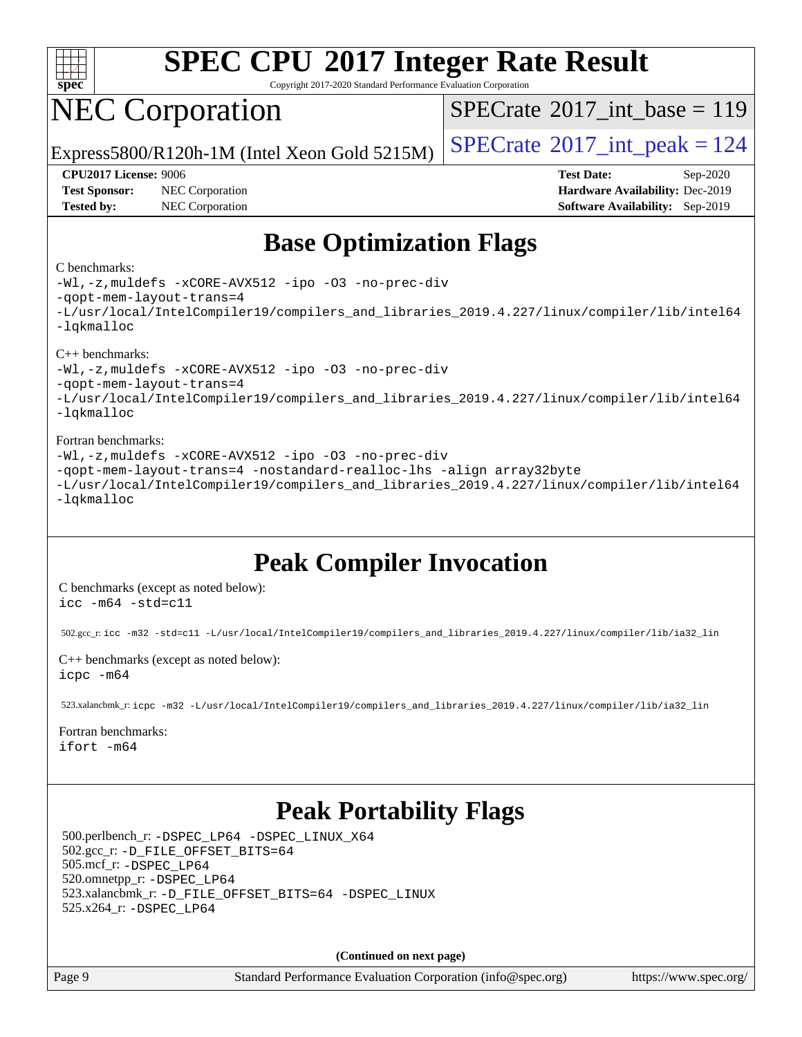# SPEC CPU 2017 Integer Rate Result

Copyright 2017-2020 Standard Performance Evaluation Corporation

# NEC Corporation

Express5800/R120h-1M (Intel Xeon Gold 5215M)

SPECrate 2017_int_base = 119

SPECrate 2017_int_peak = 124

**CPU2017 License:** 9006
**Test Sponsor:** NEC Corporation
**Tested by:** NEC Corporation

**Test Date:** Sep-2020
**Hardware Availability:** Dec-2019
**Software Availability:** Sep-2019

## Base Optimization Flags

C benchmarks:

```
-Wl,-z,muldefs -xCORE-AVX512 -ipo -O3 -no-prec-div
-qopt-mem-layout-trans=4
-L/usr/local/IntelCompiler19/compilers_and_libraries_2019.4.227/linux/compiler/lib/intel64
-lqkmalloc
```

C++ benchmarks:

```
-Wl,-z,muldefs -xCORE-AVX512 -ipo -O3 -no-prec-div
-qopt-mem-layout-trans=4
-L/usr/local/IntelCompiler19/compilers_and_libraries_2019.4.227/linux/compiler/lib/intel64
-lqkmalloc
```

Fortran benchmarks:

```
-Wl,-z,muldefs -xCORE-AVX512 -ipo -O3 -no-prec-div
-qopt-mem-layout-trans=4 -nostandard-realloc-lhs -align array32byte
-L/usr/local/IntelCompiler19/compilers_and_libraries_2019.4.227/linux/compiler/lib/intel64
-lqkmalloc
```

## Peak Compiler Invocation

C benchmarks (except as noted below):

```
icc -m64 -std=c11
```

502.gcc_r: `icc -m32 -std=c11 -L/usr/local/IntelCompiler19/compilers_and_libraries_2019.4.227/linux/compiler/lib/ia32_lin`

C++ benchmarks (except as noted below):

```
icpc -m64
```

523.xalancbmk_r: `icpc -m32 -L/usr/local/IntelCompiler19/compilers_and_libraries_2019.4.227/linux/compiler/lib/ia32_lin`

Fortran benchmarks:

```
ifort -m64
```

## Peak Portability Flags

500.perlbench_r: `-DSPEC_LP64 -DSPEC_LINUX_X64`
502.gcc_r: `-D_FILE_OFFSET_BITS=64`
505.mcf_r: `-DSPEC_LP64`
520.omnetpp_r: `-DSPEC_LP64`
523.xalancbmk_r: `-D_FILE_OFFSET_BITS=64 -DSPEC_LINUX`
525.x264_r: `-DSPEC_LP64`

**(Continued on next page)**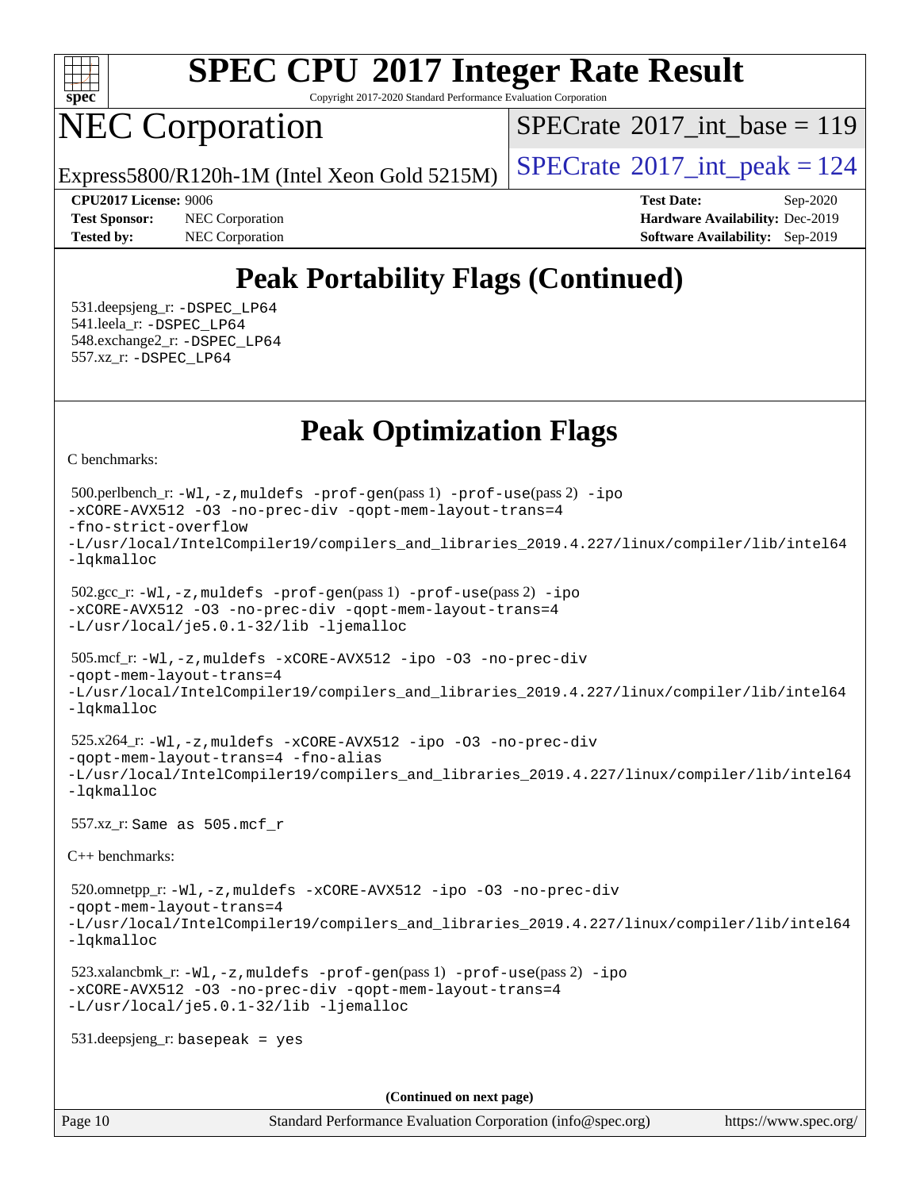# SPEC CPU 2017 Integer Rate Result

Copyright 2017-2020 Standard Performance Evaluation Corporation

# NEC Corporation

Express5800/R120h-1M (Intel Xeon Gold 5215M)

SPECrate 2017_int_base = 119

SPECrate 2017_int_peak = 124

**CPU2017 License:** 9006
**Test Sponsor:** NEC Corporation
**Tested by:** NEC Corporation

**Test Date:** Sep-2020
**Hardware Availability:** Dec-2019
**Software Availability:** Sep-2019

## Peak Portability Flags (Continued)

531.deepsjeng_r: `-DSPEC_LP64`
541.leela_r: `-DSPEC_LP64`
548.exchange2_r: `-DSPEC_LP64`
557.xz_r: `-DSPEC_LP64`

## Peak Optimization Flags

C benchmarks:

500.perlbench_r: `-Wl,-z,muldefs -prof-gen`(pass 1) `-prof-use`(pass 2) `-ipo -xCORE-AVX512 -O3 -no-prec-div -qopt-mem-layout-trans=4 -fno-strict-overflow -L/usr/local/IntelCompiler19/compilers_and_libraries_2019.4.227/linux/compiler/lib/intel64 -lqkmalloc`

502.gcc_r: `-Wl,-z,muldefs -prof-gen`(pass 1) `-prof-use`(pass 2) `-ipo -xCORE-AVX512 -O3 -no-prec-div -qopt-mem-layout-trans=4 -L/usr/local/je5.0.1-32/lib -ljemalloc`

505.mcf_r: `-Wl,-z,muldefs -xCORE-AVX512 -ipo -O3 -no-prec-div -qopt-mem-layout-trans=4 -L/usr/local/IntelCompiler19/compilers_and_libraries_2019.4.227/linux/compiler/lib/intel64 -lqkmalloc`

525.x264_r: `-Wl,-z,muldefs -xCORE-AVX512 -ipo -O3 -no-prec-div -qopt-mem-layout-trans=4 -fno-alias -L/usr/local/IntelCompiler19/compilers_and_libraries_2019.4.227/linux/compiler/lib/intel64 -lqkmalloc`

557.xz_r: `Same as 505.mcf_r`

C++ benchmarks:

520.omnetpp_r: `-Wl,-z,muldefs -xCORE-AVX512 -ipo -O3 -no-prec-div -qopt-mem-layout-trans=4 -L/usr/local/IntelCompiler19/compilers_and_libraries_2019.4.227/linux/compiler/lib/intel64 -lqkmalloc`

523.xalancbmk_r: `-Wl,-z,muldefs -prof-gen`(pass 1) `-prof-use`(pass 2) `-ipo -xCORE-AVX512 -O3 -no-prec-div -qopt-mem-layout-trans=4 -L/usr/local/je5.0.1-32/lib -ljemalloc`

531.deepsjeng_r: `basepeak = yes`

**(Continued on next page)**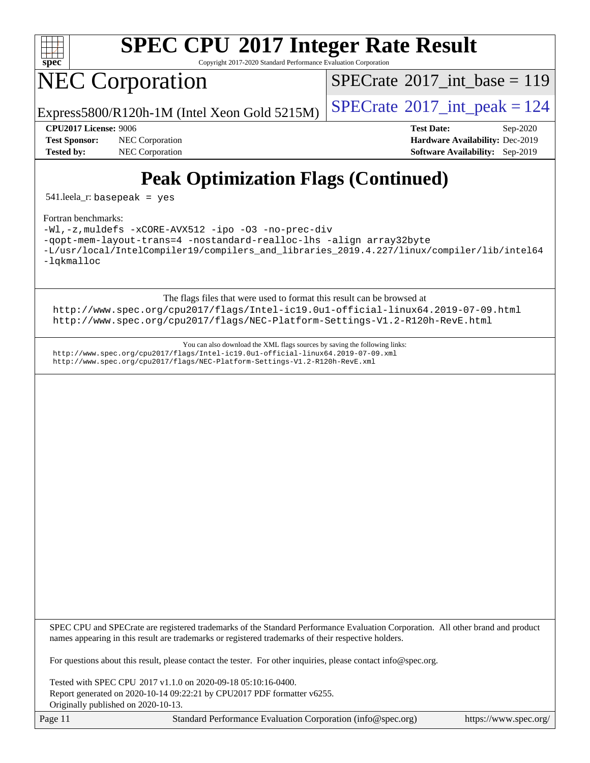# SPEC CPU 2017 Integer Rate Result

Copyright 2017-2020 Standard Performance Evaluation Corporation

# NEC Corporation

Express5800/R120h-1M (Intel Xeon Gold 5215M)

SPECrate 2017_int_base = 119

SPECrate 2017_int_peak = 124

**CPU2017 License:** 9006
**Test Sponsor:** NEC Corporation
**Tested by:** NEC Corporation

**Test Date:** Sep-2020
**Hardware Availability:** Dec-2019
**Software Availability:** Sep-2019

## Peak Optimization Flags (Continued)

541.leela_r: basepeak = yes

Fortran benchmarks:

```
-Wl,-z,muldefs -xCORE-AVX512 -ipo -O3 -no-prec-div
-qopt-mem-layout-trans=4 -nostandard-realloc-lhs -align array32byte
-L/usr/local/IntelCompiler19/compilers_and_libraries_2019.4.227/linux/compiler/lib/intel64
-lqkmalloc
```

The flags files that were used to format this result can be browsed at

http://www.spec.org/cpu2017/flags/Intel-ic19.0u1-official-linux64.2019-07-09.html
http://www.spec.org/cpu2017/flags/NEC-Platform-Settings-V1.2-R120h-RevE.html

You can also download the XML flags sources by saving the following links:

http://www.spec.org/cpu2017/flags/Intel-ic19.0u1-official-linux64.2019-07-09.xml
http://www.spec.org/cpu2017/flags/NEC-Platform-Settings-V1.2-R120h-RevE.xml

SPEC CPU and SPECrate are registered trademarks of the Standard Performance Evaluation Corporation. All other brand and product names appearing in this result are trademarks or registered trademarks of their respective holders.

For questions about this result, please contact the tester. For other inquiries, please contact info@spec.org.

Tested with SPEC CPU 2017 v1.1.0 on 2020-09-18 05:10:16-0400.
Report generated on 2020-10-14 09:22:21 by CPU2017 PDF formatter v6255.
Originally published on 2020-10-13.